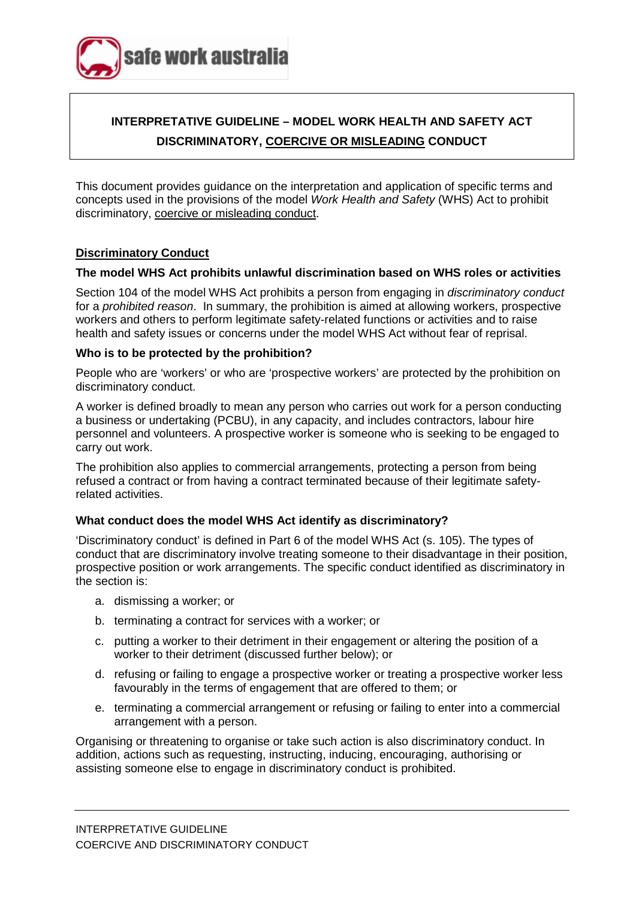safe work australia

# INTERPRETATIVE GUIDELINE – MODEL WORK HEALTH AND SAFETY ACT DISCRIMINATORY, <u>COERCIVE OR MISLEADING</u> CONDUCT

This document provides guidance on the interpretation and application of specific terms and concepts used in the provisions of the model *Work Health and Safety* (WHS) Act to prohibit discriminatory, <u>coercive or misleading conduct</u>.

## <u>Discriminatory Conduct</u>

### The model WHS Act prohibits unlawful discrimination based on WHS roles or activities

Section 104 of the model WHS Act prohibits a person from engaging in *discriminatory conduct* for a *prohibited reason*. In summary, the prohibition is aimed at allowing workers, prospective workers and others to perform legitimate safety-related functions or activities and to raise health and safety issues or concerns under the model WHS Act without fear of reprisal.

### Who is to be protected by the prohibition?

People who are 'workers' or who are 'prospective workers' are protected by the prohibition on discriminatory conduct.

A worker is defined broadly to mean any person who carries out work for a person conducting a business or undertaking (PCBU), in any capacity, and includes contractors, labour hire personnel and volunteers. A prospective worker is someone who is seeking to be engaged to carry out work.

The prohibition also applies to commercial arrangements, protecting a person from being refused a contract or from having a contract terminated because of their legitimate safety-related activities.

### What conduct does the model WHS Act identify as discriminatory?

'Discriminatory conduct' is defined in Part 6 of the model WHS Act (s. 105). The types of conduct that are discriminatory involve treating someone to their disadvantage in their position, prospective position or work arrangements. The specific conduct identified as discriminatory in the section is:

a. dismissing a worker; or
b. terminating a contract for services with a worker; or
c. putting a worker to their detriment in their engagement or altering the position of a worker to their detriment (discussed further below); or
d. refusing or failing to engage a prospective worker or treating a prospective worker less favourably in the terms of engagement that are offered to them; or
e. terminating a commercial arrangement or refusing or failing to enter into a commercial arrangement with a person.

Organising or threatening to organise or take such action is also discriminatory conduct. In addition, actions such as requesting, instructing, inducing, encouraging, authorising or assisting someone else to engage in discriminatory conduct is prohibited.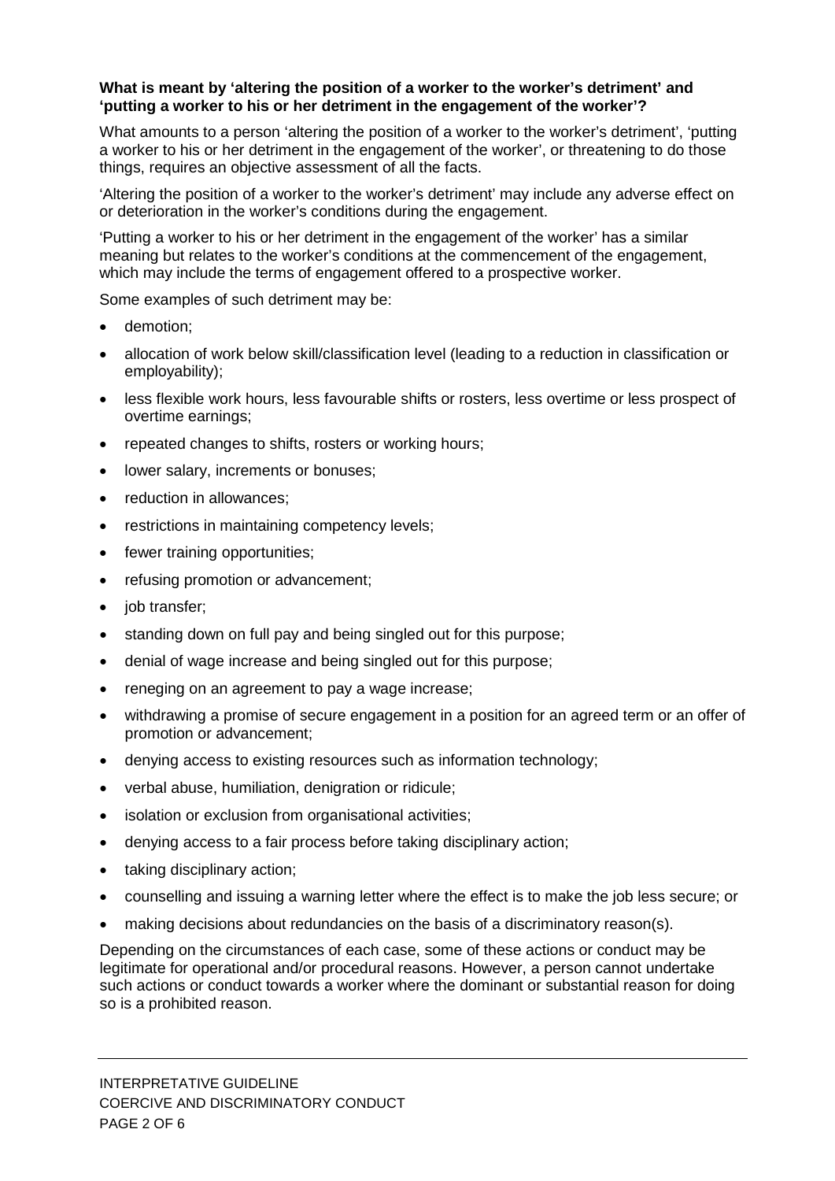**What is meant by 'altering the position of a worker to the worker's detriment' and 'putting a worker to his or her detriment in the engagement of the worker'?**

What amounts to a person 'altering the position of a worker to the worker's detriment', 'putting a worker to his or her detriment in the engagement of the worker', or threatening to do those things, requires an objective assessment of all the facts.

'Altering the position of a worker to the worker's detriment' may include any adverse effect on or deterioration in the worker's conditions during the engagement.

'Putting a worker to his or her detriment in the engagement of the worker' has a similar meaning but relates to the worker's conditions at the commencement of the engagement, which may include the terms of engagement offered to a prospective worker.

Some examples of such detriment may be:

- demotion;
- allocation of work below skill/classification level (leading to a reduction in classification or employability);
- less flexible work hours, less favourable shifts or rosters, less overtime or less prospect of overtime earnings;
- repeated changes to shifts, rosters or working hours;
- lower salary, increments or bonuses;
- reduction in allowances;
- restrictions in maintaining competency levels;
- fewer training opportunities;
- refusing promotion or advancement;
- job transfer;
- standing down on full pay and being singled out for this purpose;
- denial of wage increase and being singled out for this purpose;
- reneging on an agreement to pay a wage increase;
- withdrawing a promise of secure engagement in a position for an agreed term or an offer of promotion or advancement;
- denying access to existing resources such as information technology;
- verbal abuse, humiliation, denigration or ridicule;
- isolation or exclusion from organisational activities;
- denying access to a fair process before taking disciplinary action;
- taking disciplinary action;
- counselling and issuing a warning letter where the effect is to make the job less secure; or
- making decisions about redundancies on the basis of a discriminatory reason(s).

Depending on the circumstances of each case, some of these actions or conduct may be legitimate for operational and/or procedural reasons. However, a person cannot undertake such actions or conduct towards a worker where the dominant or substantial reason for doing so is a prohibited reason.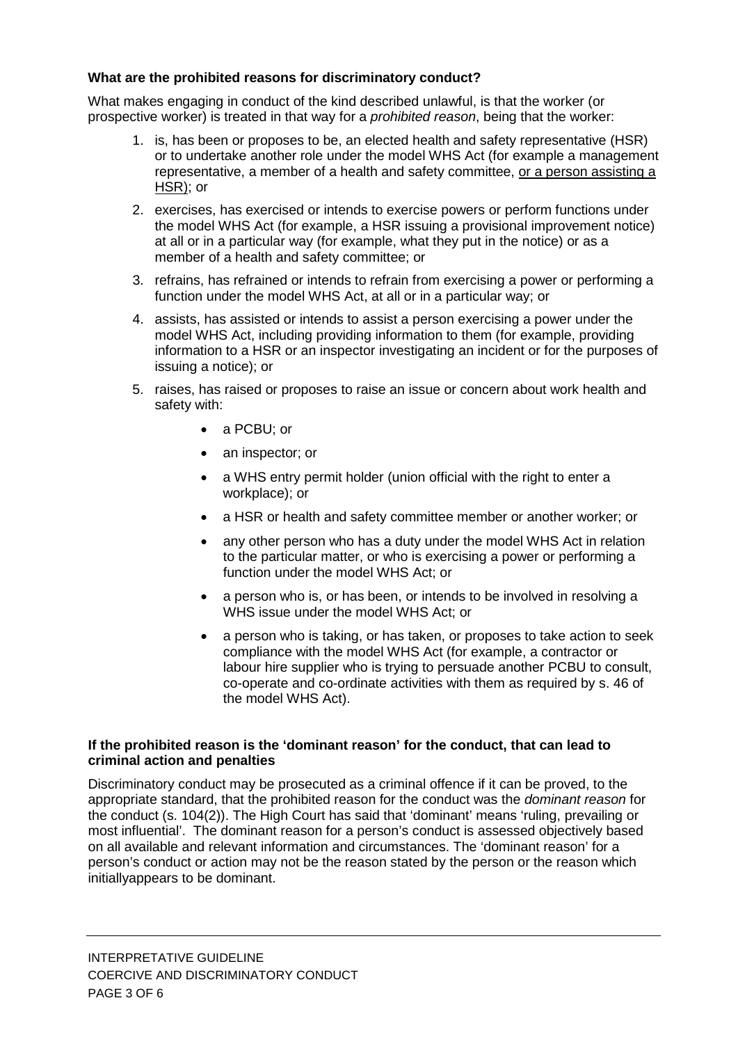**What are the prohibited reasons for discriminatory conduct?**

What makes engaging in conduct of the kind described unlawful, is that the worker (or prospective worker) is treated in that way for a *prohibited reason*, being that the worker:

1. is, has been or proposes to be, an elected health and safety representative (HSR) or to undertake another role under the model WHS Act (for example a management representative, a member of a health and safety committee, <u>or a person assisting a HSR</u>); or
2. exercises, has exercised or intends to exercise powers or perform functions under the model WHS Act (for example, a HSR issuing a provisional improvement notice) at all or in a particular way (for example, what they put in the notice) or as a member of a health and safety committee; or
3. refrains, has refrained or intends to refrain from exercising a power or performing a function under the model WHS Act, at all or in a particular way; or
4. assists, has assisted or intends to assist a person exercising a power under the model WHS Act, including providing information to them (for example, providing information to a HSR or an inspector investigating an incident or for the purposes of issuing a notice); or
5. raises, has raised or proposes to raise an issue or concern about work health and safety with:
   - a PCBU; or
   - an inspector; or
   - a WHS entry permit holder (union official with the right to enter a workplace); or
   - a HSR or health and safety committee member or another worker; or
   - any other person who has a duty under the model WHS Act in relation to the particular matter, or who is exercising a power or performing a function under the model WHS Act; or
   - a person who is, or has been, or intends to be involved in resolving a WHS issue under the model WHS Act; or
   - a person who is taking, or has taken, or proposes to take action to seek compliance with the model WHS Act (for example, a contractor or labour hire supplier who is trying to persuade another PCBU to consult, co-operate and co-ordinate activities with them as required by s. 46 of the model WHS Act).

**If the prohibited reason is the 'dominant reason' for the conduct, that can lead to criminal action and penalties**

Discriminatory conduct may be prosecuted as a criminal offence if it can be proved, to the appropriate standard, that the prohibited reason for the conduct was the *dominant reason* for the conduct (s. 104(2)). The High Court has said that 'dominant' means 'ruling, prevailing or most influential'. The dominant reason for a person's conduct is assessed objectively based on all available and relevant information and circumstances. The 'dominant reason' for a person's conduct or action may not be the reason stated by the person or the reason which initiallyappears to be dominant.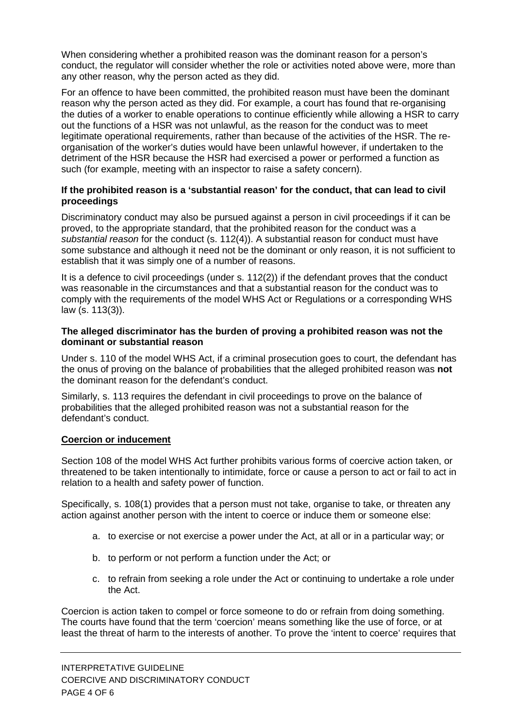When considering whether a prohibited reason was the dominant reason for a person's conduct, the regulator will consider whether the role or activities noted above were, more than any other reason, why the person acted as they did.

For an offence to have been committed, the prohibited reason must have been the dominant reason why the person acted as they did. For example, a court has found that re-organising the duties of a worker to enable operations to continue efficiently while allowing a HSR to carry out the functions of a HSR was not unlawful, as the reason for the conduct was to meet legitimate operational requirements, rather than because of the activities of the HSR. The re-organisation of the worker's duties would have been unlawful however, if undertaken to the detriment of the HSR because the HSR had exercised a power or performed a function as such (for example, meeting with an inspector to raise a safety concern).

**If the prohibited reason is a 'substantial reason' for the conduct, that can lead to civil proceedings**

Discriminatory conduct may also be pursued against a person in civil proceedings if it can be proved, to the appropriate standard, that the prohibited reason for the conduct was a *substantial reason* for the conduct (s. 112(4)). A substantial reason for conduct must have some substance and although it need not be the dominant or only reason, it is not sufficient to establish that it was simply one of a number of reasons.

It is a defence to civil proceedings (under s. 112(2)) if the defendant proves that the conduct was reasonable in the circumstances and that a substantial reason for the conduct was to comply with the requirements of the model WHS Act or Regulations or a corresponding WHS law (s. 113(3)).

**The alleged discriminator has the burden of proving a prohibited reason was not the dominant or substantial reason**

Under s. 110 of the model WHS Act, if a criminal prosecution goes to court, the defendant has the onus of proving on the balance of probabilities that the alleged prohibited reason was **not** the dominant reason for the defendant's conduct.

Similarly, s. 113 requires the defendant in civil proceedings to prove on the balance of probabilities that the alleged prohibited reason was not a substantial reason for the defendant's conduct.

**Coercion or inducement**

Section 108 of the model WHS Act further prohibits various forms of coercive action taken, or threatened to be taken intentionally to intimidate, force or cause a person to act or fail to act in relation to a health and safety power of function.

Specifically, s. 108(1) provides that a person must not take, organise to take, or threaten any action against another person with the intent to coerce or induce them or someone else:

a. to exercise or not exercise a power under the Act, at all or in a particular way; or

b. to perform or not perform a function under the Act; or

c. to refrain from seeking a role under the Act or continuing to undertake a role under the Act.

Coercion is action taken to compel or force someone to do or refrain from doing something. The courts have found that the term 'coercion' means something like the use of force, or at least the threat of harm to the interests of another. To prove the 'intent to coerce' requires that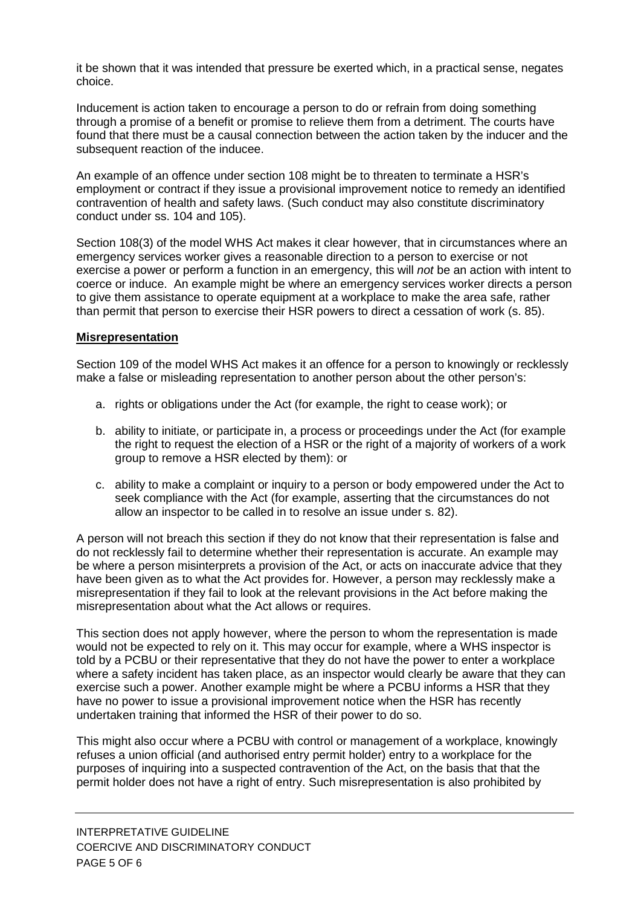it be shown that it was intended that pressure be exerted which, in a practical sense, negates choice.

Inducement is action taken to encourage a person to do or refrain from doing something through a promise of a benefit or promise to relieve them from a detriment. The courts have found that there must be a causal connection between the action taken by the inducer and the subsequent reaction of the inducee.

An example of an offence under section 108 might be to threaten to terminate a HSR's employment or contract if they issue a provisional improvement notice to remedy an identified contravention of health and safety laws. (Such conduct may also constitute discriminatory conduct under ss. 104 and 105).

Section 108(3) of the model WHS Act makes it clear however, that in circumstances where an emergency services worker gives a reasonable direction to a person to exercise or not exercise a power or perform a function in an emergency, this will *not* be an action with intent to coerce or induce. An example might be where an emergency services worker directs a person to give them assistance to operate equipment at a workplace to make the area safe, rather than permit that person to exercise their HSR powers to direct a cessation of work (s. 85).

**Misrepresentation**

Section 109 of the model WHS Act makes it an offence for a person to knowingly or recklessly make a false or misleading representation to another person about the other person's:

a. rights or obligations under the Act (for example, the right to cease work); or

b. ability to initiate, or participate in, a process or proceedings under the Act (for example the right to request the election of a HSR or the right of a majority of workers of a work group to remove a HSR elected by them): or

c. ability to make a complaint or inquiry to a person or body empowered under the Act to seek compliance with the Act (for example, asserting that the circumstances do not allow an inspector to be called in to resolve an issue under s. 82).

A person will not breach this section if they do not know that their representation is false and do not recklessly fail to determine whether their representation is accurate. An example may be where a person misinterprets a provision of the Act, or acts on inaccurate advice that they have been given as to what the Act provides for. However, a person may recklessly make a misrepresentation if they fail to look at the relevant provisions in the Act before making the misrepresentation about what the Act allows or requires.

This section does not apply however, where the person to whom the representation is made would not be expected to rely on it. This may occur for example, where a WHS inspector is told by a PCBU or their representative that they do not have the power to enter a workplace where a safety incident has taken place, as an inspector would clearly be aware that they can exercise such a power. Another example might be where a PCBU informs a HSR that they have no power to issue a provisional improvement notice when the HSR has recently undertaken training that informed the HSR of their power to do so.

This might also occur where a PCBU with control or management of a workplace, knowingly refuses a union official (and authorised entry permit holder) entry to a workplace for the purposes of inquiring into a suspected contravention of the Act, on the basis that that the permit holder does not have a right of entry. Such misrepresentation is also prohibited by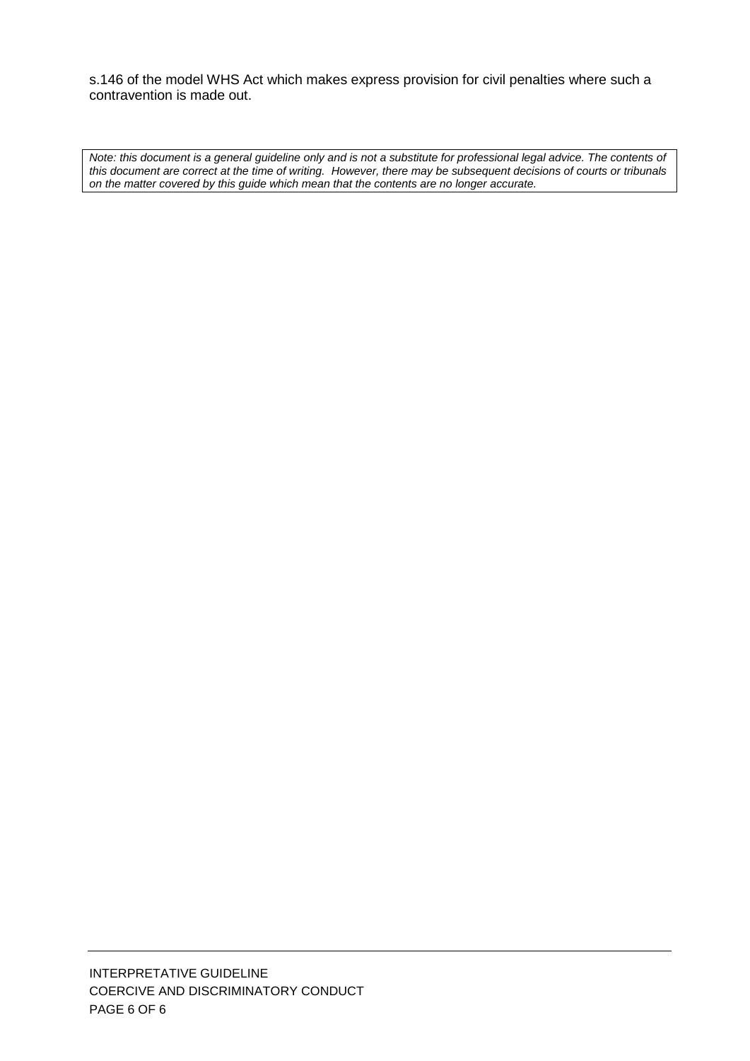s.146 of the model WHS Act which makes express provision for civil penalties where such a contravention is made out.

*Note: this document is a general guideline only and is not a substitute for professional legal advice. The contents of this document are correct at the time of writing. However, there may be subsequent decisions of courts or tribunals on the matter covered by this guide which mean that the contents are no longer accurate.*